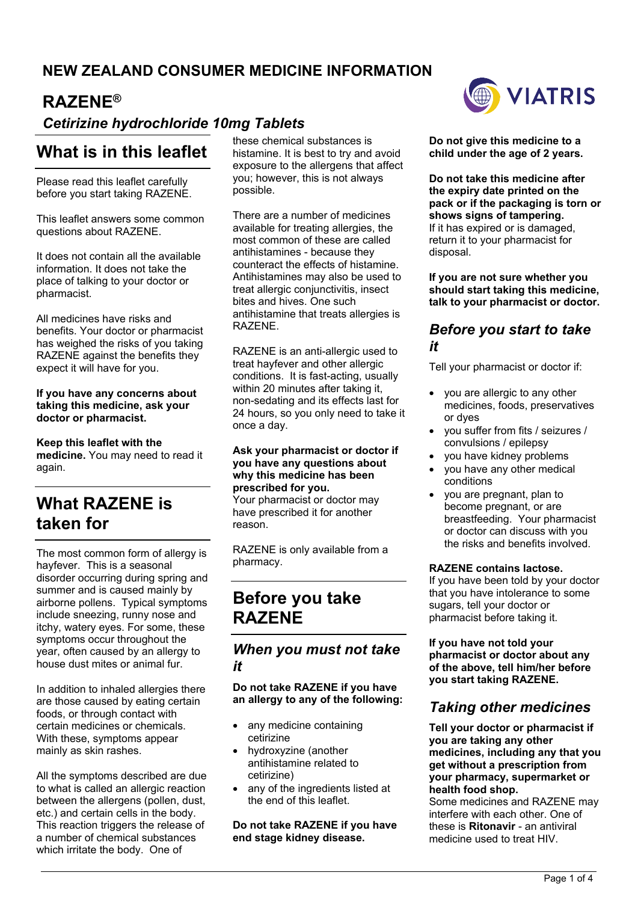# NEW ZEALAND CONSUMER MEDICINE INFORMATION

# RAZENE®

***Cetirizine hydrochloride 10mg Tablets***

## What is in this leaflet

Please read this leaflet carefully before you start taking RAZENE.

This leaflet answers some common questions about RAZENE.

It does not contain all the available information. It does not take the place of talking to your doctor or pharmacist.

All medicines have risks and benefits. Your doctor or pharmacist has weighed the risks of you taking RAZENE against the benefits they expect it will have for you.

**If you have any concerns about taking this medicine, ask your doctor or pharmacist.**

**Keep this leaflet with the medicine.** You may need to read it again.

## What RAZENE is taken for

The most common form of allergy is hayfever. This is a seasonal disorder occurring during spring and summer and is caused mainly by airborne pollens. Typical symptoms include sneezing, runny nose and itchy, watery eyes. For some, these symptoms occur throughout the year, often caused by an allergy to house dust mites or animal fur.

In addition to inhaled allergies there are those caused by eating certain foods, or through contact with certain medicines or chemicals. With these, symptoms appear mainly as skin rashes.

All the symptoms described are due to what is called an allergic reaction between the allergens (pollen, dust, etc.) and certain cells in the body. This reaction triggers the release of a number of chemical substances which irritate the body. One of these chemical substances is histamine. It is best to try and avoid exposure to the allergens that affect you; however, this is not always possible.

There are a number of medicines available for treating allergies, the most common of these are called antihistamines - because they counteract the effects of histamine. Antihistamines may also be used to treat allergic conjunctivitis, insect bites and hives. One such antihistamine that treats allergies is RAZENE.

RAZENE is an anti-allergic used to treat hayfever and other allergic conditions. It is fast-acting, usually within 20 minutes after taking it, non-sedating and its effects last for 24 hours, so you only need to take it once a day.

**Ask your pharmacist or doctor if you have any questions about why this medicine has been prescribed for you.**
Your pharmacist or doctor may have prescribed it for another reason.

RAZENE is only available from a pharmacy.

## Before you take RAZENE

### *When you must not take it*

**Do not take RAZENE if you have an allergy to any of the following:**

- any medicine containing cetirizine
- hydroxyzine (another antihistamine related to cetirizine)
- any of the ingredients listed at the end of this leaflet.

**Do not take RAZENE if you have end stage kidney disease.**

**Do not give this medicine to a child under the age of 2 years.**

**Do not take this medicine after the expiry date printed on the pack or if the packaging is torn or shows signs of tampering.**
If it has expired or is damaged, return it to your pharmacist for disposal.

**If you are not sure whether you should start taking this medicine, talk to your pharmacist or doctor.**

### *Before you start to take it*

Tell your pharmacist or doctor if:

- you are allergic to any other medicines, foods, preservatives or dyes
- you suffer from fits / seizures / convulsions / epilepsy
- you have kidney problems
- you have any other medical conditions
- you are pregnant, plan to become pregnant, or are breastfeeding. Your pharmacist or doctor can discuss with you the risks and benefits involved.

**RAZENE contains lactose.**
If you have been told by your doctor that you have intolerance to some sugars, tell your doctor or pharmacist before taking it.

**If you have not told your pharmacist or doctor about any of the above, tell him/her before you start taking RAZENE.**

### *Taking other medicines*

**Tell your doctor or pharmacist if you are taking any other medicines, including any that you get without a prescription from your pharmacy, supermarket or health food shop.**
Some medicines and RAZENE may interfere with each other. One of these is **Ritonavir** - an antiviral medicine used to treat HIV.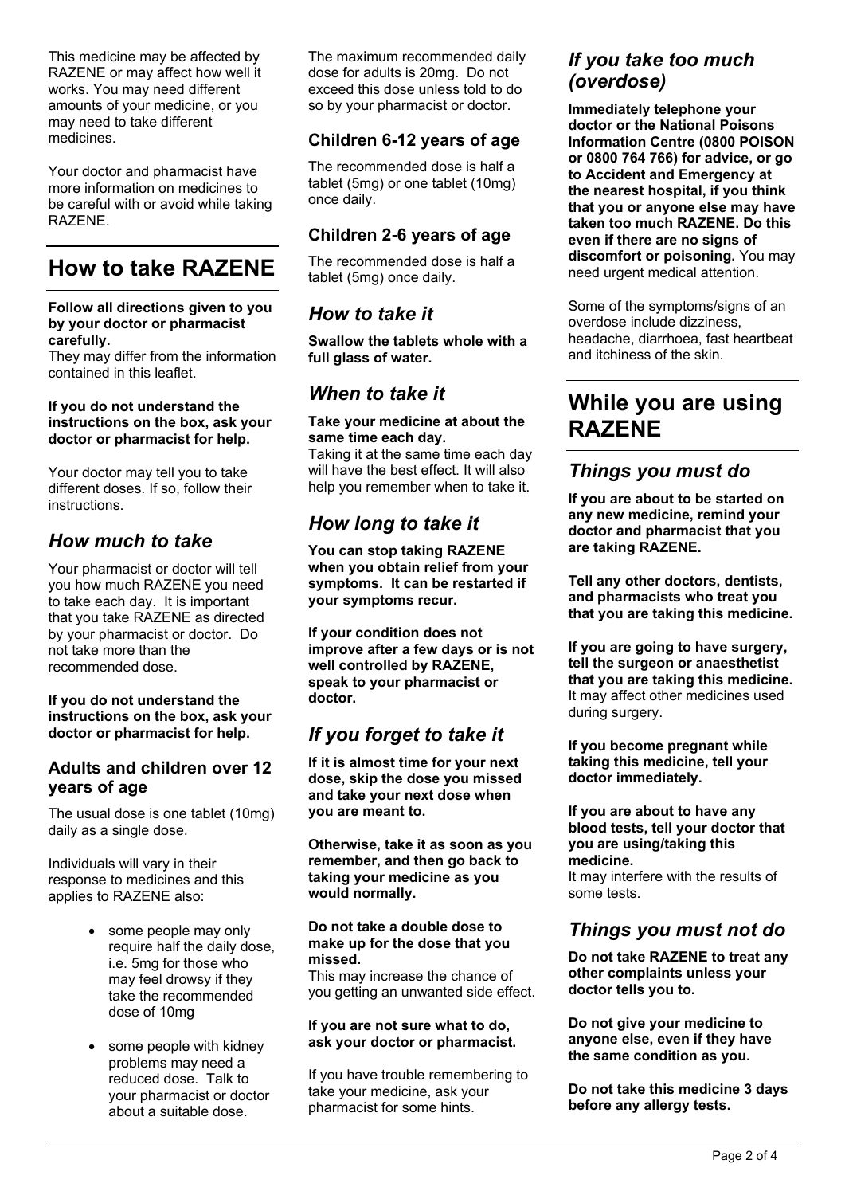This medicine may be affected by RAZENE or may affect how well it works. You may need different amounts of your medicine, or you may need to take different medicines.

Your doctor and pharmacist have more information on medicines to be careful with or avoid while taking RAZENE.

# How to take RAZENE

**Follow all directions given to you by your doctor or pharmacist carefully.**
They may differ from the information contained in this leaflet.

**If you do not understand the instructions on the box, ask your doctor or pharmacist for help.**

Your doctor may tell you to take different doses. If so, follow their instructions.

## *How much to take*

Your pharmacist or doctor will tell you how much RAZENE you need to take each day. It is important that you take RAZENE as directed by your pharmacist or doctor. Do not take more than the recommended dose.

**If you do not understand the instructions on the box, ask your doctor or pharmacist for help.**

### Adults and children over 12 years of age

The usual dose is one tablet (10mg) daily as a single dose.

Individuals will vary in their response to medicines and this applies to RAZENE also:

- some people may only require half the daily dose, i.e. 5mg for those who may feel drowsy if they take the recommended dose of 10mg
- some people with kidney problems may need a reduced dose. Talk to your pharmacist or doctor about a suitable dose.

The maximum recommended daily dose for adults is 20mg. Do not exceed this dose unless told to do so by your pharmacist or doctor.

### Children 6-12 years of age

The recommended dose is half a tablet (5mg) or one tablet (10mg) once daily.

### Children 2-6 years of age

The recommended dose is half a tablet (5mg) once daily.

## *How to take it*

**Swallow the tablets whole with a full glass of water.**

## *When to take it*

**Take your medicine at about the same time each day.**
Taking it at the same time each day will have the best effect. It will also help you remember when to take it.

## *How long to take it*

**You can stop taking RAZENE when you obtain relief from your symptoms. It can be restarted if your symptoms recur.**

**If your condition does not improve after a few days or is not well controlled by RAZENE, speak to your pharmacist or doctor.**

## *If you forget to take it*

**If it is almost time for your next dose, skip the dose you missed and take your next dose when you are meant to.**

**Otherwise, take it as soon as you remember, and then go back to taking your medicine as you would normally.**

**Do not take a double dose to make up for the dose that you missed.**
This may increase the chance of you getting an unwanted side effect.

**If you are not sure what to do, ask your doctor or pharmacist.**

If you have trouble remembering to take your medicine, ask your pharmacist for some hints.

## *If you take too much (overdose)*

**Immediately telephone your doctor or the National Poisons Information Centre (0800 POISON or 0800 764 766) for advice, or go to Accident and Emergency at the nearest hospital, if you think that you or anyone else may have taken too much RAZENE. Do this even if there are no signs of discomfort or poisoning.** You may need urgent medical attention.

Some of the symptoms/signs of an overdose include dizziness, headache, diarrhoea, fast heartbeat and itchiness of the skin.

# While you are using RAZENE

## *Things you must do*

**If you are about to be started on any new medicine, remind your doctor and pharmacist that you are taking RAZENE.**

**Tell any other doctors, dentists, and pharmacists who treat you that you are taking this medicine.**

**If you are going to have surgery, tell the surgeon or anaesthetist that you are taking this medicine.** It may affect other medicines used during surgery.

**If you become pregnant while taking this medicine, tell your doctor immediately.**

**If you are about to have any blood tests, tell your doctor that you are using/taking this medicine.**
It may interfere with the results of some tests.

## *Things you must not do*

**Do not take RAZENE to treat any other complaints unless your doctor tells you to.**

**Do not give your medicine to anyone else, even if they have the same condition as you.**

**Do not take this medicine 3 days before any allergy tests.**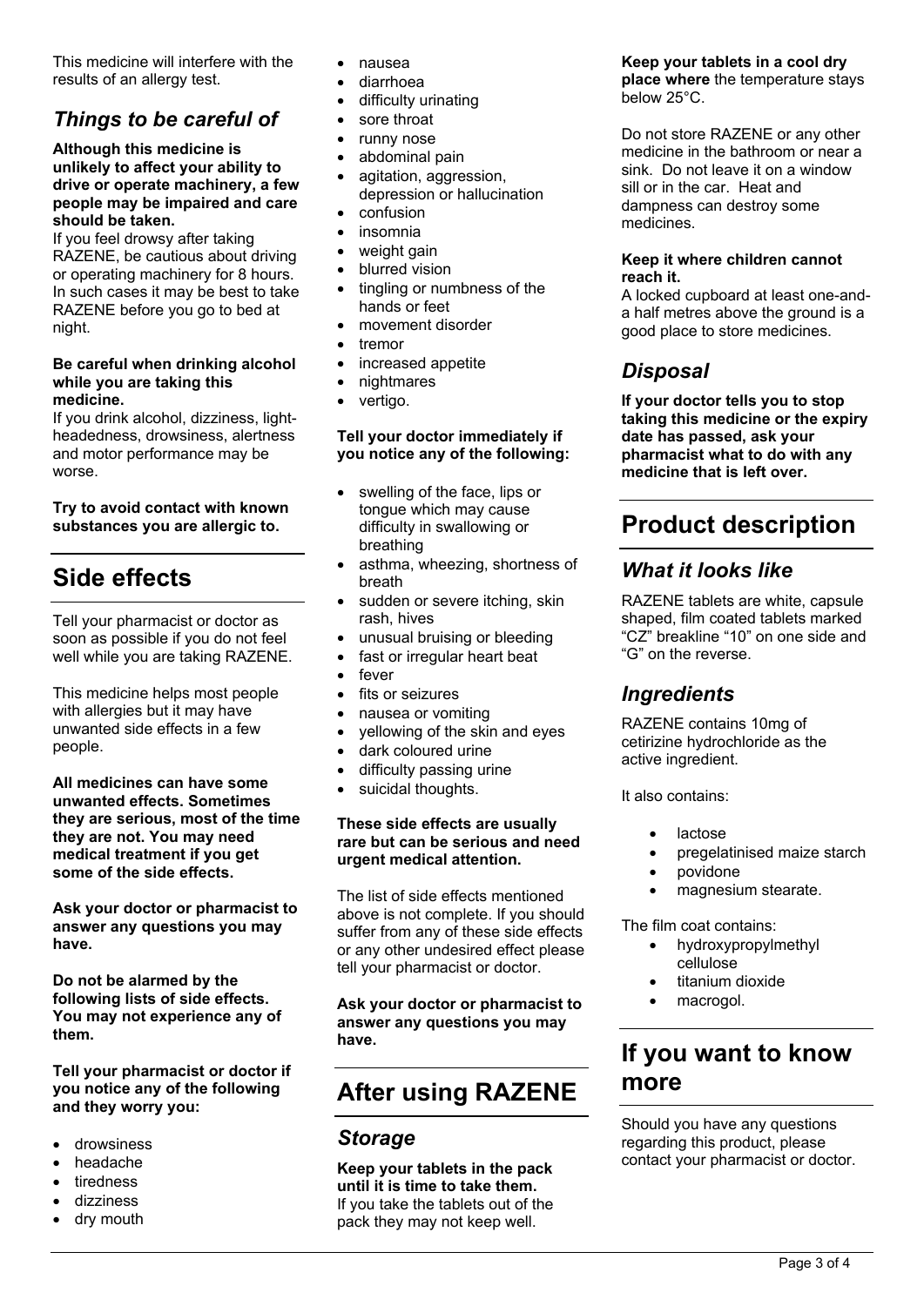This medicine will interfere with the results of an allergy test.

## *Things to be careful of*

**Although this medicine is unlikely to affect your ability to drive or operate machinery, a few people may be impaired and care should be taken.**

If you feel drowsy after taking RAZENE, be cautious about driving or operating machinery for 8 hours. In such cases it may be best to take RAZENE before you go to bed at night.

**Be careful when drinking alcohol while you are taking this medicine.**

If you drink alcohol, dizziness, light-headedness, drowsiness, alertness and motor performance may be worse.

**Try to avoid contact with known substances you are allergic to.**

# Side effects

Tell your pharmacist or doctor as soon as possible if you do not feel well while you are taking RAZENE.

This medicine helps most people with allergies but it may have unwanted side effects in a few people.

**All medicines can have some unwanted effects. Sometimes they are serious, most of the time they are not. You may need medical treatment if you get some of the side effects.**

**Ask your doctor or pharmacist to answer any questions you may have.**

**Do not be alarmed by the following lists of side effects. You may not experience any of them.**

**Tell your pharmacist or doctor if you notice any of the following and they worry you:**

- drowsiness
- headache
- tiredness
- dizziness
- dry mouth
- nausea
- diarrhoea
- difficulty urinating
- sore throat
- runny nose
- abdominal pain
- agitation, aggression, depression or hallucination
- confusion
- insomnia
- weight gain
- blurred vision
- tingling or numbness of the hands or feet
- movement disorder
- tremor
- increased appetite
- nightmares
- vertigo.

**Tell your doctor immediately if you notice any of the following:**

- swelling of the face, lips or tongue which may cause difficulty in swallowing or breathing
- asthma, wheezing, shortness of breath
- sudden or severe itching, skin rash, hives
- unusual bruising or bleeding
- fast or irregular heart beat
- fever
- fits or seizures
- nausea or vomiting
- yellowing of the skin and eyes
- dark coloured urine
- difficulty passing urine
- suicidal thoughts.

**These side effects are usually rare but can be serious and need urgent medical attention.**

The list of side effects mentioned above is not complete. If you should suffer from any of these side effects or any other undesired effect please tell your pharmacist or doctor.

**Ask your doctor or pharmacist to answer any questions you may have.**

# After using RAZENE

## *Storage*

**Keep your tablets in the pack until it is time to take them.** If you take the tablets out of the pack they may not keep well.

**Keep your tablets in a cool dry place where** the temperature stays below 25°C.

Do not store RAZENE or any other medicine in the bathroom or near a sink. Do not leave it on a window sill or in the car. Heat and dampness can destroy some medicines.

**Keep it where children cannot reach it.**

A locked cupboard at least one-and-a half metres above the ground is a good place to store medicines.

## *Disposal*

**If your doctor tells you to stop taking this medicine or the expiry date has passed, ask your pharmacist what to do with any medicine that is left over.**

# Product description

## *What it looks like*

RAZENE tablets are white, capsule shaped, film coated tablets marked "CZ" breakline "10" on one side and "G" on the reverse.

## *Ingredients*

RAZENE contains 10mg of cetirizine hydrochloride as the active ingredient.

It also contains:

- lactose
- pregelatinised maize starch
- povidone
- magnesium stearate.

The film coat contains:

- hydroxypropylmethyl cellulose
- titanium dioxide
- macrogol.

# If you want to know more

Should you have any questions regarding this product, please contact your pharmacist or doctor.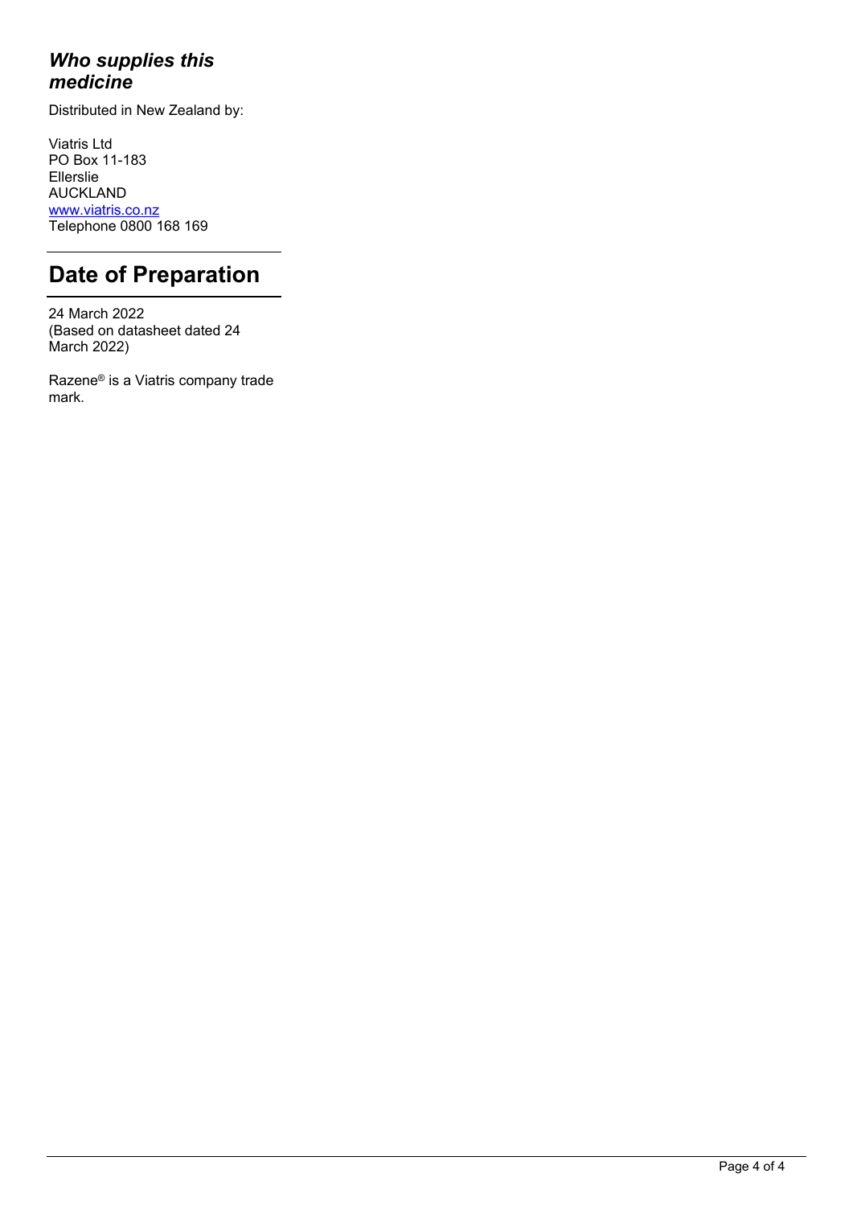### *Who supplies this medicine*

Distributed in New Zealand by:

Viatris Ltd
PO Box 11-183
Ellerslie
AUCKLAND
www.viatris.co.nz
Telephone 0800 168 169

## Date of Preparation

24 March 2022
(Based on datasheet dated 24 March 2022)

Razene® is a Viatris company trade mark.